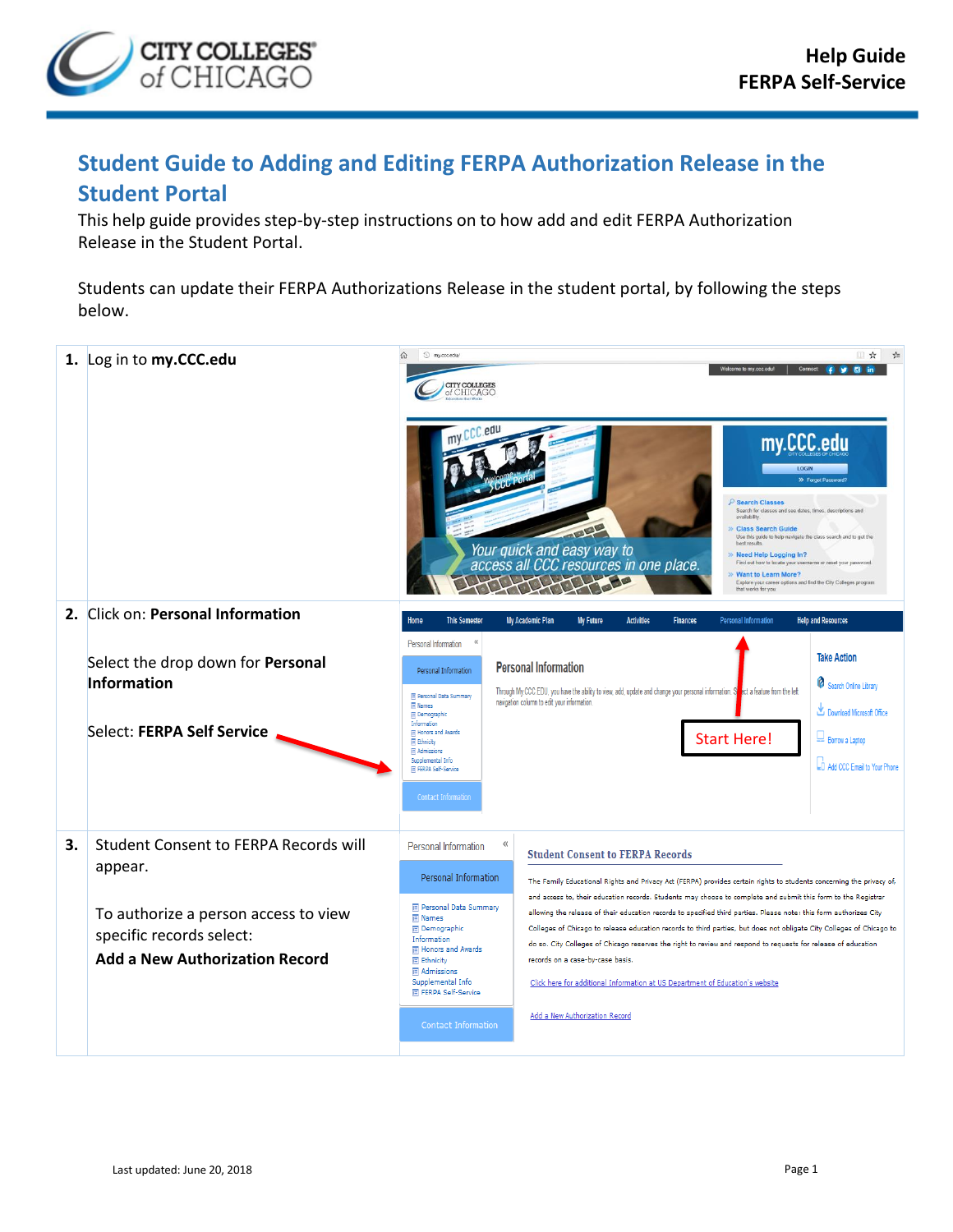# Student Guide to Adding and Editing FERPA Authorization Release in the Student Portal

This help guide provides step-by-step instructions on to how add and edit FERPA Authorization Release in the Student Portal.

Students can update their FERPA Authorizations Release in the student portal, by following the steps below.

| Step | Instructions |
| --- | --- |
| 1. | Log in to **my.CCC.edu** |
| 2. | Click on: **Personal Information**<br><br>Select the drop down for **Personal Information**<br><br>Select: **FERPA Self Service** |
| 3. | Student Consent to FERPA Records will appear.<br><br>To authorize a person access to view specific records select:<br>**Add a New Authorization Record** |

Last updated: June 20, 2018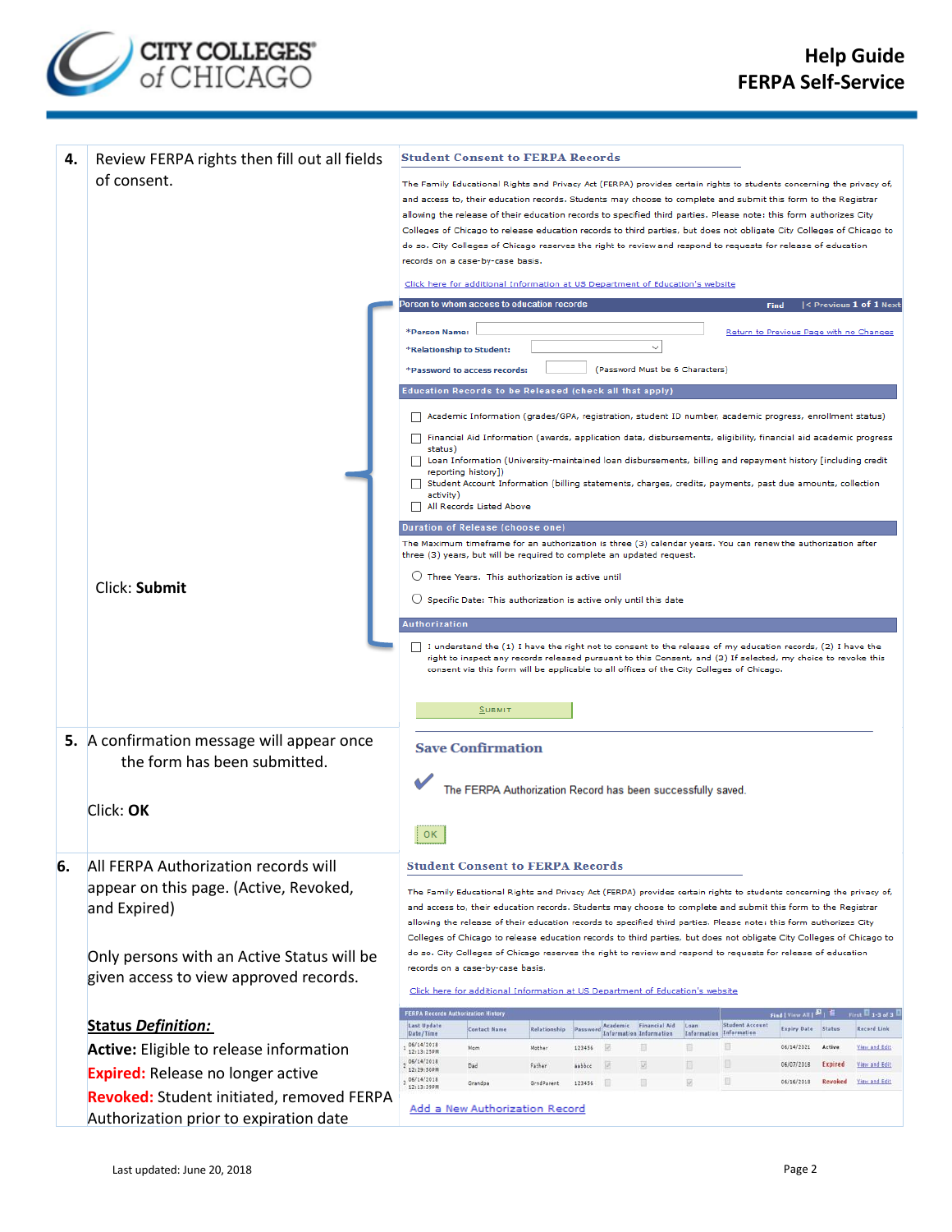| | Step | Screen |
|---|---|---|
| **4.** | Review FERPA rights then fill out all fields of consent.<br><br>Click: **Submit** | **Student Consent to FERPA Records**<br><br>The Family Educational Rights and Privacy Act (FERPA) provides certain rights to students concerning the privacy of, and access to, their education records. Students may choose to complete and submit this form to the Registrar allowing the release of their education records to specified third parties. Please note: this form authorizes City Colleges of Chicago to release education records to third parties, but does not obligate City Colleges of Chicago to do so. City Colleges of Chicago reserves the right to review and respond to requests for release of education records on a case-by-case basis.<br><br>Click here for additional Information at US Department of Education's website<br><br>**Person to whom access to education records** — Find \| < Previous 1 of 1 Next<br>*Person Name: — Return to Previous Page with no Changes<br>*Relationship to Student:<br>*Password to access records: (Password Must be 6 Characters)<br><br>**Education Records to be Released (check all that apply)**<br>☐ Academic Information (grades/GPA, registration, student ID number, academic progress, enrollment status)<br>☐ Financial Aid Information (awards, application data, disbursements, eligibility, financial aid academic progress status)<br>☐ Loan Information (University-maintained loan disbursements, billing and repayment history [including credit reporting history])<br>☐ Student Account Information (billing statements, charges, credits, payments, past due amounts, collection activity)<br>☐ All Records Listed Above<br><br>**Duration of Release (choose one)**<br>The Maximum timeframe for an authorization is three (3) calendar years. You can renew the authorization after three (3) years, but will be required to complete an updated request.<br>○ Three Years. This authorization is active until<br>○ Specific Date: This authorization is active only until this date<br><br>**Authorization**<br>☐ I understand the (1) I have the right not to consent to the release of my education records, (2) I have the right to inspect any records released pursuant to this Consent, and (3) If selected, my choice to revoke this consent via this form will be applicable to all offices of the City Colleges of Chicago.<br><br>SUBMIT |
| **5.** | A confirmation message will appear once the form has been submitted.<br><br>Click: **OK** | **Save Confirmation**<br><br>The FERPA Authorization Record has been successfully saved.<br><br>OK |
| **6.** | All FERPA Authorization records will appear on this page. (Active, Revoked, and Expired)<br><br>Only persons with an Active Status will be given access to view approved records.<br><br>**<u>Status *Definition:*</u>**<br>**Active:** Eligible to release information<br>**Expired:** Release no longer active<br>**Revoked:** Student initiated, removed FERPA Authorization prior to expiration date | **Student Consent to FERPA Records**<br><br>The Family Educational Rights and Privacy Act (FERPA) provides certain rights to students concerning the privacy of, and access to, their education records. Students may choose to complete and submit this form to the Registrar allowing the release of their education records to specified third parties. Please note: this form authorizes City Colleges of Chicago to release education records to third parties, but does not obligate City Colleges of Chicago to do so. City Colleges of Chicago reserves the right to review and respond to requests for release of education records on a case-by-case basis.<br><br>Click here for additional Information at US Department of Education's website<br><br>FERPA Records Authorization History (see table below)<br><br>Add a New Authorization Record |

**FERPA Records Authorization History**

| | Last Update Date/Time | Contact Name | Relationship | Password | Academic Information | Financial Aid Information | Loan Information | Student Account Information | Expiry Date | Status | Record Link |
|---|---|---|---|---|---|---|---|---|---|---|---|
| 1 | 06/14/2018 12:13:25PM | Mom | Mother | 123456 | ☑ | ☐ | ☐ | ☐ | 06/14/2021 | Active | View and Edit |
| 2 | 06/14/2018 12:29:50PM | Dad | Father | aabbcc | ☑ | ☑ | ☐ | ☐ | 06/07/2018 | Expired | View and Edit |
| 3 | 06/14/2018 12:13:39PM | Grandpa | GrndParent | 123456 | ☐ | ☐ | ☑ | ☐ | 06/16/2018 | Revoked | View and Edit |

Last updated: June 20, 2018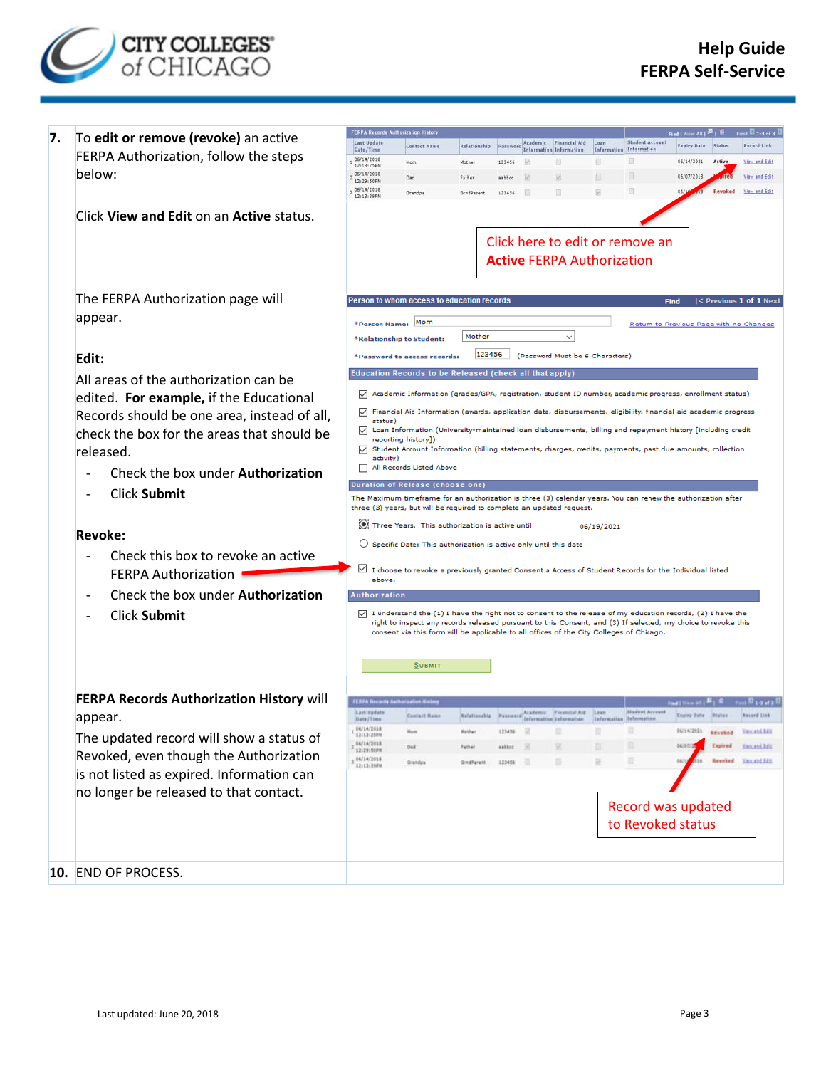7. To **edit or remove (revoke)** an active FERPA Authorization, follow the steps below:

Click **View and Edit** on an **Active** status.

Click here to edit or remove an **Active** FERPA Authorization

The FERPA Authorization page will appear.

**Edit:**

All areas of the authorization can be edited. **For example,** if the Educational Records should be one area, instead of all, check the box for the areas that should be released.

- Check the box under **Authorization**
- Click **Submit**

**Revoke:**

- Check this box to revoke an active FERPA Authorization
- Check the box under **Authorization**
- Click **Submit**

**FERPA Records Authorization History** will appear.

The updated record will show a status of Revoked, even though the Authorization is not listed as expired. Information can no longer be released to that contact.

Record was updated to Revoked status

10. END OF PROCESS.